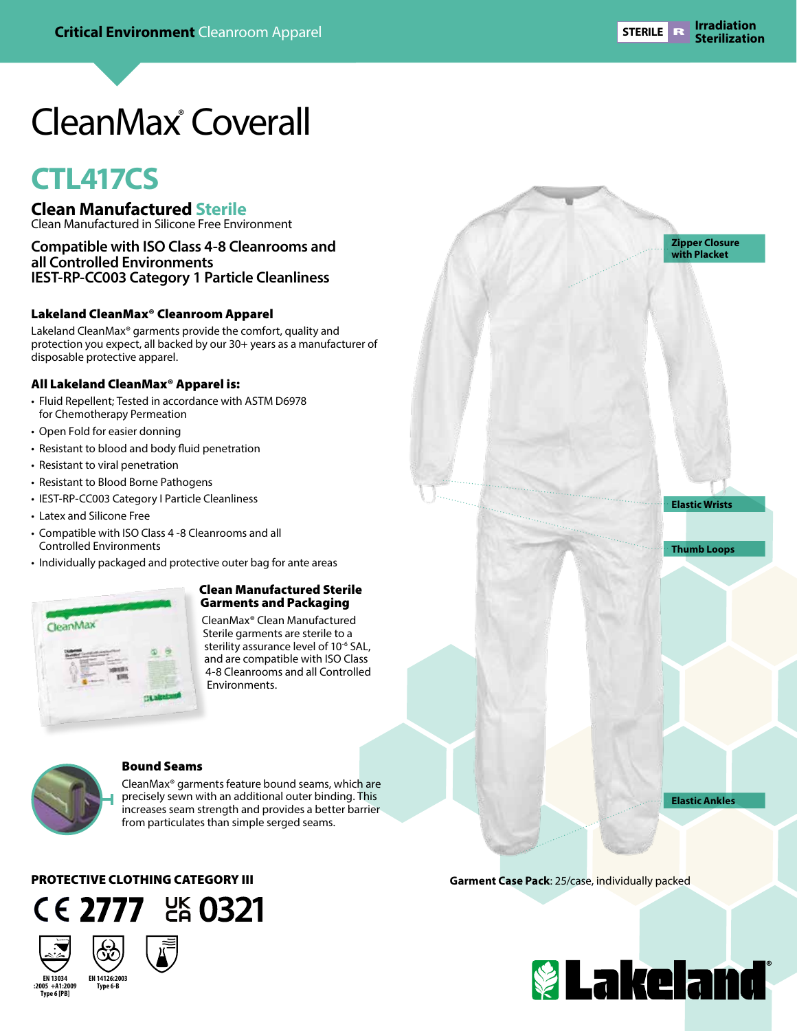Critical Environment Cleanroom Apparel

STERILE | Irradiation Sterilization

# CleanMax® Coverall

## CTL417CS

### Clean Manufactured Sterile

Clean Manufactured in Silicone Free Environment

### Compatible with ISO Class 4-8 Cleanrooms and all Controlled Environments
### IEST-RP-CC003 Category 1 Particle Cleanliness

#### Lakeland CleanMax® Cleanroom Apparel

Lakeland CleanMax® garments provide the comfort, quality and protection you expect, all backed by our 30+ years as a manufacturer of disposable protective apparel.

#### All Lakeland CleanMax® Apparel is:

- Fluid Repellent; Tested in accordance with ASTM D6978 for Chemotherapy Permeation
- Open Fold for easier donning
- Resistant to blood and body fluid penetration
- Resistant to viral penetration
- Resistant to Blood Borne Pathogens
- IEST-RP-CC003 Category I Particle Cleanliness
- Latex and Silicone Free
- Compatible with ISO Class 4 -8 Cleanrooms and all Controlled Environments
- Individually packaged and protective outer bag for ante areas

#### Clean Manufactured Sterile Garments and Packaging

CleanMax® Clean Manufactured Sterile garments are sterile to a sterility assurance level of $10^{-6}$ SAL, and are compatible with ISO Class 4-8 Cleanrooms and all Controlled Environments.

#### Bound Seams

CleanMax® garments feature bound seams, which are precisely sewn with an additional outer binding. This increases seam strength and provides a better barrier from particulates than simple serged seams.

- Zipper Closure with Placket
- Elastic Wrists
- Thumb Loops
- Elastic Ankles

**Garment Case Pack**: 25/case, individually packed

#### PROTECTIVE CLOTHING CATEGORY III

CE 2777 UKCA 0321

EN 13034 :2005 +A1:2009 Type 6 [PB]

EN 14126:2003 Type 6-B

Lakeland®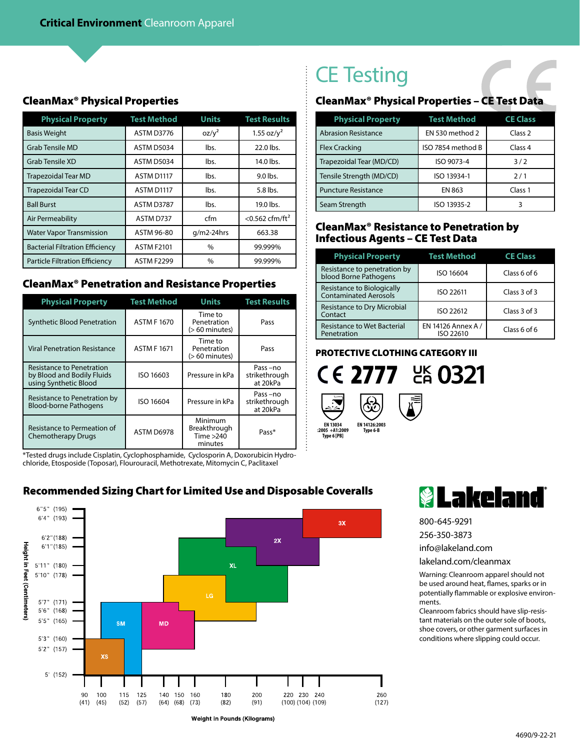**Critical Environment** Cleanroom Apparel

## CleanMax® Physical Properties

| Physical Property | Test Method | Units | Test Results |
|---|---|---|---|
| Basis Weight | ASTM D3776 | $oz/y^2$ | 1.55 $oz/y^2$ |
| Grab Tensile MD | ASTM D5034 | lbs. | 22.0 lbs. |
| Grab Tensile XD | ASTM D5034 | lbs. | 14.0 lbs. |
| Trapezoidal Tear MD | ASTM D1117 | lbs. | 9.0 lbs. |
| Trapezoidal Tear CD | ASTM D1117 | lbs. | 5.8 lbs. |
| Ball Burst | ASTM D3787 | lbs. | 19.0 lbs. |
| Air Permeability | ASTM D737 | cfm | <0.562 $cfm/ft^2$ |
| Water Vapor Transmission | ASTM 96-80 | g/m2-24hrs | 663.38 |
| Bacterial Filtration Efficiency | ASTM F2101 | % | 99.999% |
| Particle Filtration Efficiency | ASTM F2299 | % | 99.999% |

## CleanMax® Penetration and Resistance Properties

| Physical Property | Test Method | Units | Test Results |
|---|---|---|---|
| Synthetic Blood Penetration | ASTM F 1670 | Time to Penetration (> 60 minutes) | Pass |
| Viral Penetration Resistance | ASTM F 1671 | Time to Penetration (> 60 minutes) | Pass |
| Resistance to Penetration by Blood and Bodily Fluids using Synthetic Blood | ISO 16603 | Pressure in kPa | Pass –no strikethrough at 20kPa |
| Resistance to Penetration by Blood-borne Pathogens | ISO 16604 | Pressure in kPa | Pass –no strikethrough at 20kPa |
| Resistance to Permeation of Chemotherapy Drugs | ASTM D6978 | Minimum Breakthrough Time >240 minutes | Pass* |

*Tested drugs include Cisplatin, Cyclophosphamide, Cyclosporin A, Doxorubicin Hydrochloride, Etosposide (Toposar), Flourouracil, Methotrexate, Mitomycin C, Paclitaxel

# CE Testing

## CleanMax® Physical Properties – CE Test Data

| Physical Property | Test Method | CE Class |
|---|---|---|
| Abrasion Resistance | EN 530 method 2 | Class 2 |
| Flex Cracking | ISO 7854 method B | Class 4 |
| Trapezoidal Tear (MD/CD) | ISO 9073-4 | 3 / 2 |
| Tensile Strength (MD/CD) | ISO 13934-1 | 2 / 1 |
| Puncture Resistance | EN 863 | Class 1 |
| Seam Strength | ISO 13935-2 | 3 |

## CleanMax® Resistance to Penetration by Infectious Agents – CE Test Data

| Physical Property | Test Method | CE Class |
|---|---|---|
| Resistance to penetration by blood Borne Pathogens | ISO 16604 | Class 6 of 6 |
| Resistance to Biologically Contaminated Aerosols | ISO 22611 | Class 3 of 3 |
| Resistance to Dry Microbial Contact | ISO 22612 | Class 3 of 3 |
| Resistance to Wet Bacterial Penetration | EN 14126 Annex A / ISO 22610 | Class 6 of 6 |

**PROTECTIVE CLOTHING CATEGORY III**

**CE 2777 UKCA 0321**

EN 13034 :2005 +A1:2009 Type 6 [PB]

EN 14126:2003 Type 6-B

## Recommended Sizing Chart for Limited Use and Disposable Coveralls

Height in Feet (Centimeters)

6'5" (195)
6'4" (193)
6'2" (188)
6'1" (185)
5'11" (180)
5'10" (178)
5'7" (171)
5'6" (168)
5'5" (165)
5'3" (160)
5'2" (157)
5' (152)

XS
SM
MD
LG
XL
2X
3X

90 (41)
100 (45)
115 (52)
125 (57)
140 (64)
150 (68)
160 (73)
180 (82)
200 (91)
220 (100)
230 (104)
240 (109)
260 (127)

Weight in Pounds (Kilograms)

**Lakeland**

800-645-9291
256-350-3873
info@lakeland.com
lakeland.com/cleanmax

Warning: Cleanroom apparel should not be used around heat, flames, sparks or in potentially flammable or explosive environments.

Cleanroom fabrics should have slip-resistant materials on the outer sole of boots, shoe covers, or other garment surfaces in conditions where slipping could occur.

4690/9-22-21